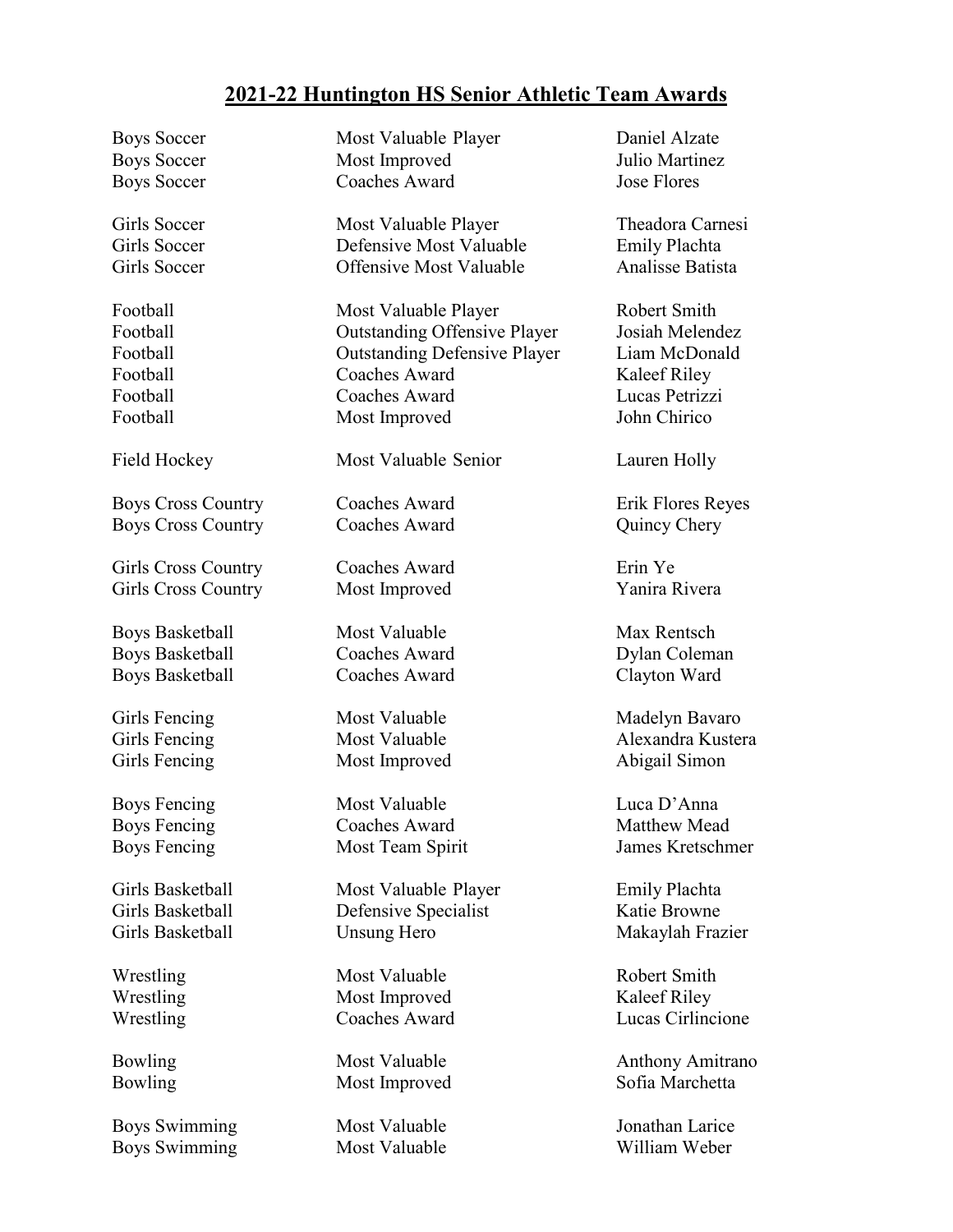# 2021-22 Huntington HS Senior Athletic Team Awards

| Sport | Award | Recipient |
|---|---|---|
| Boys Soccer | Most Valuable Player | Daniel Alzate |
| Boys Soccer | Most Improved | Julio Martinez |
| Boys Soccer | Coaches Award | Jose Flores |
| Girls Soccer | Most Valuable Player | Theadora Carnesi |
| Girls Soccer | Defensive Most Valuable | Emily Plachta |
| Girls Soccer | Offensive Most Valuable | Analisse Batista |
| Football | Most Valuable Player | Robert Smith |
| Football | Outstanding Offensive Player | Josiah Melendez |
| Football | Outstanding Defensive Player | Liam McDonald |
| Football | Coaches Award | Kaleef Riley |
| Football | Coaches Award | Lucas Petrizzi |
| Football | Most Improved | John Chirico |
| Field Hockey | Most Valuable Senior | Lauren Holly |
| Boys Cross Country | Coaches Award | Erik Flores Reyes |
| Boys Cross Country | Coaches Award | Quincy Chery |
| Girls Cross Country | Coaches Award | Erin Ye |
| Girls Cross Country | Most Improved | Yanira Rivera |
| Boys Basketball | Most Valuable | Max Rentsch |
| Boys Basketball | Coaches Award | Dylan Coleman |
| Boys Basketball | Coaches Award | Clayton Ward |
| Girls Fencing | Most Valuable | Madelyn Bavaro |
| Girls Fencing | Most Valuable | Alexandra Kustera |
| Girls Fencing | Most Improved | Abigail Simon |
| Boys Fencing | Most Valuable | Luca D'Anna |
| Boys Fencing | Coaches Award | Matthew Mead |
| Boys Fencing | Most Team Spirit | James Kretschmer |
| Girls Basketball | Most Valuable Player | Emily Plachta |
| Girls Basketball | Defensive Specialist | Katie Browne |
| Girls Basketball | Unsung Hero | Makaylah Frazier |
| Wrestling | Most Valuable | Robert Smith |
| Wrestling | Most Improved | Kaleef Riley |
| Wrestling | Coaches Award | Lucas Cirlincione |
| Bowling | Most Valuable | Anthony Amitrano |
| Bowling | Most Improved | Sofia Marchetta |
| Boys Swimming | Most Valuable | Jonathan Larice |
| Boys Swimming | Most Valuable | William Weber |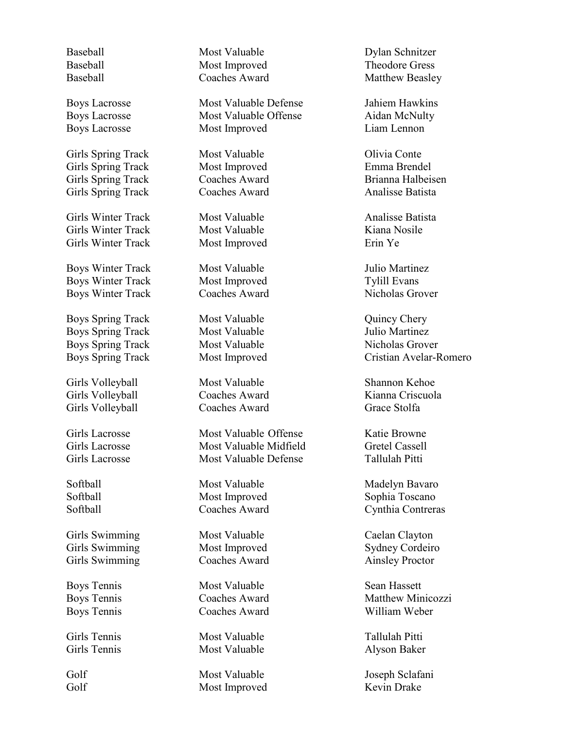| | | |
|---|---|---|
| Baseball | Most Valuable | Dylan Schnitzer |
| Baseball | Most Improved | Theodore Gress |
| Baseball | Coaches Award | Matthew Beasley |
| | | |
| Boys Lacrosse | Most Valuable Defense | Jahiem Hawkins |
| Boys Lacrosse | Most Valuable Offense | Aidan McNulty |
| Boys Lacrosse | Most Improved | Liam Lennon |
| | | |
| Girls Spring Track | Most Valuable | Olivia Conte |
| Girls Spring Track | Most Improved | Emma Brendel |
| Girls Spring Track | Coaches Award | Brianna Halbeisen |
| Girls Spring Track | Coaches Award | Analisse Batista |
| | | |
| Girls Winter Track | Most Valuable | Analisse Batista |
| Girls Winter Track | Most Valuable | Kiana Nosile |
| Girls Winter Track | Most Improved | Erin Ye |
| | | |
| Boys Winter Track | Most Valuable | Julio Martinez |
| Boys Winter Track | Most Improved | Tylill Evans |
| Boys Winter Track | Coaches Award | Nicholas Grover |
| | | |
| Boys Spring Track | Most Valuable | Quincy Chery |
| Boys Spring Track | Most Valuable | Julio Martinez |
| Boys Spring Track | Most Valuable | Nicholas Grover |
| Boys Spring Track | Most Improved | Cristian Avelar-Romero |
| | | |
| Girls Volleyball | Most Valuable | Shannon Kehoe |
| Girls Volleyball | Coaches Award | Kianna Criscuola |
| Girls Volleyball | Coaches Award | Grace Stolfa |
| | | |
| Girls Lacrosse | Most Valuable Offense | Katie Browne |
| Girls Lacrosse | Most Valuable Midfield | Gretel Cassell |
| Girls Lacrosse | Most Valuable Defense | Tallulah Pitti |
| | | |
| Softball | Most Valuable | Madelyn Bavaro |
| Softball | Most Improved | Sophia Toscano |
| Softball | Coaches Award | Cynthia Contreras |
| | | |
| Girls Swimming | Most Valuable | Caelan Clayton |
| Girls Swimming | Most Improved | Sydney Cordeiro |
| Girls Swimming | Coaches Award | Ainsley Proctor |
| | | |
| Boys Tennis | Most Valuable | Sean Hassett |
| Boys Tennis | Coaches Award | Matthew Minicozzi |
| Boys Tennis | Coaches Award | William Weber |
| | | |
| Girls Tennis | Most Valuable | Tallulah Pitti |
| Girls Tennis | Most Valuable | Alyson Baker |
| | | |
| Golf | Most Valuable | Joseph Sclafani |
| Golf | Most Improved | Kevin Drake |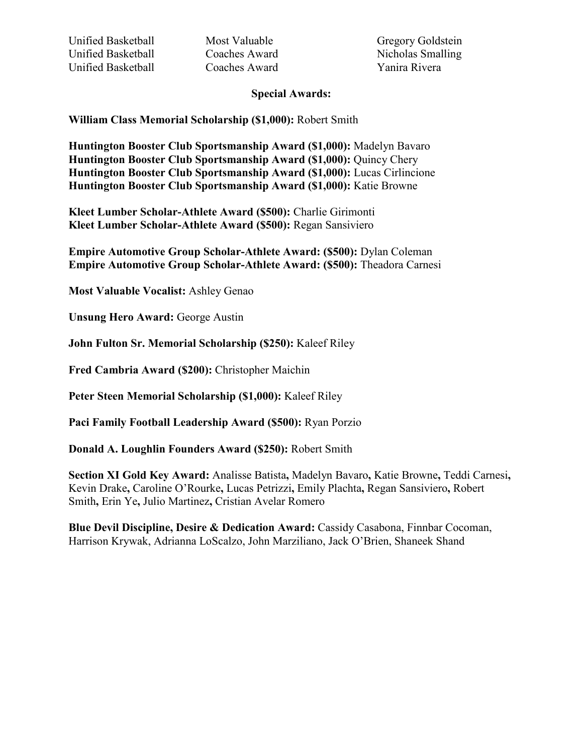| | | |
|---|---|---|
| Unified Basketball | Most Valuable | Gregory Goldstein |
| Unified Basketball | Coaches Award | Nicholas Smalling |
| Unified Basketball | Coaches Award | Yanira Rivera |

**Special Awards:**

**William Class Memorial Scholarship ($1,000):** Robert Smith

**Huntington Booster Club Sportsmanship Award ($1,000):** Madelyn Bavaro
**Huntington Booster Club Sportsmanship Award ($1,000):** Quincy Chery
**Huntington Booster Club Sportsmanship Award ($1,000):** Lucas Cirlincione
**Huntington Booster Club Sportsmanship Award ($1,000):** Katie Browne

**Kleet Lumber Scholar-Athlete Award ($500):** Charlie Girimonti
**Kleet Lumber Scholar-Athlete Award ($500):** Regan Sansiviero

**Empire Automotive Group Scholar-Athlete Award: ($500):** Dylan Coleman
**Empire Automotive Group Scholar-Athlete Award: ($500):** Theadora Carnesi

**Most Valuable Vocalist:** Ashley Genao

**Unsung Hero Award:** George Austin

**John Fulton Sr. Memorial Scholarship ($250):** Kaleef Riley

**Fred Cambria Award ($200):** Christopher Maichin

**Peter Steen Memorial Scholarship ($1,000):** Kaleef Riley

**Paci Family Football Leadership Award ($500):** Ryan Porzio

**Donald A. Loughlin Founders Award ($250):** Robert Smith

**Section XI Gold Key Award:** Analisse Batista**,** Madelyn Bavaro**,** Katie Browne**,** Teddi Carnesi**,** Kevin Drake**,** Caroline O'Rourke**,** Lucas Petrizzi**,** Emily Plachta**,** Regan Sansiviero**,** Robert Smith**,** Erin Ye**,** Julio Martinez**,** Cristian Avelar Romero

**Blue Devil Discipline, Desire & Dedication Award:** Cassidy Casabona, Finnbar Cocoman, Harrison Krywak, Adrianna LoScalzo, John Marziliano, Jack O'Brien, Shaneek Shand